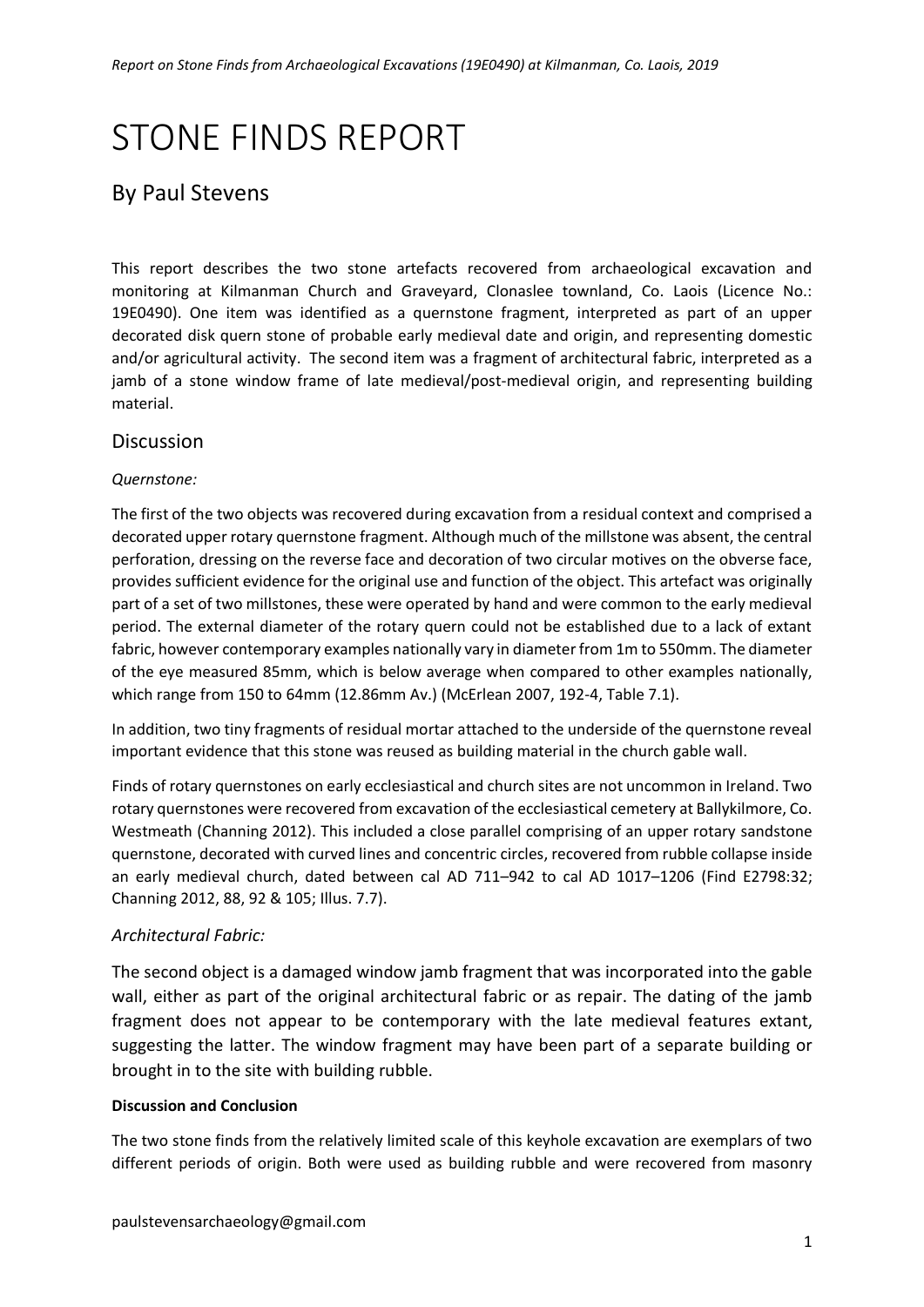# STONE FINDS REPORT

## By Paul Stevens

This report describes the two stone artefacts recovered from archaeological excavation and monitoring at Kilmanman Church and Graveyard, Clonaslee townland, Co. Laois (Licence No.: 19E0490). One item was identified as a quernstone fragment, interpreted as part of an upper decorated disk quern stone of probable early medieval date and origin, and representing domestic and/or agricultural activity. The second item was a fragment of architectural fabric, interpreted as a jamb of a stone window frame of late medieval/post-medieval origin, and representing building material.

### Discussion

*Quernstone:*

The first of the two objects was recovered during excavation from a residual context and comprised a decorated upper rotary quernstone fragment. Although much of the millstone was absent, the central perforation, dressing on the reverse face and decoration of two circular motives on the obverse face, provides sufficient evidence for the original use and function of the object. This artefact was originally part of a set of two millstones, these were operated by hand and were common to the early medieval period. The external diameter of the rotary quern could not be established due to a lack of extant fabric, however contemporary examples nationally vary in diameter from 1m to 550mm. The diameter of the eye measured 85mm, which is below average when compared to other examples nationally, which range from 150 to 64mm (12.86mm Av.) (McErlean 2007, 192-4, Table 7.1).

In addition, two tiny fragments of residual mortar attached to the underside of the quernstone reveal important evidence that this stone was reused as building material in the church gable wall.

Finds of rotary quernstones on early ecclesiastical and church sites are not uncommon in Ireland. Two rotary quernstones were recovered from excavation of the ecclesiastical cemetery at Ballykilmore, Co. Westmeath (Channing 2012). This included a close parallel comprising of an upper rotary sandstone quernstone, decorated with curved lines and concentric circles, recovered from rubble collapse inside an early medieval church, dated between cal AD 711–942 to cal AD 1017–1206 (Find E2798:32; Channing 2012, 88, 92 & 105; Illus. 7.7).

*Architectural Fabric:*

The second object is a damaged window jamb fragment that was incorporated into the gable wall, either as part of the original architectural fabric or as repair. The dating of the jamb fragment does not appear to be contemporary with the late medieval features extant, suggesting the latter. The window fragment may have been part of a separate building or brought in to the site with building rubble.

**Discussion and Conclusion**

The two stone finds from the relatively limited scale of this keyhole excavation are exemplars of two different periods of origin. Both were used as building rubble and were recovered from masonry

paulstevensarchaeology@gmail.com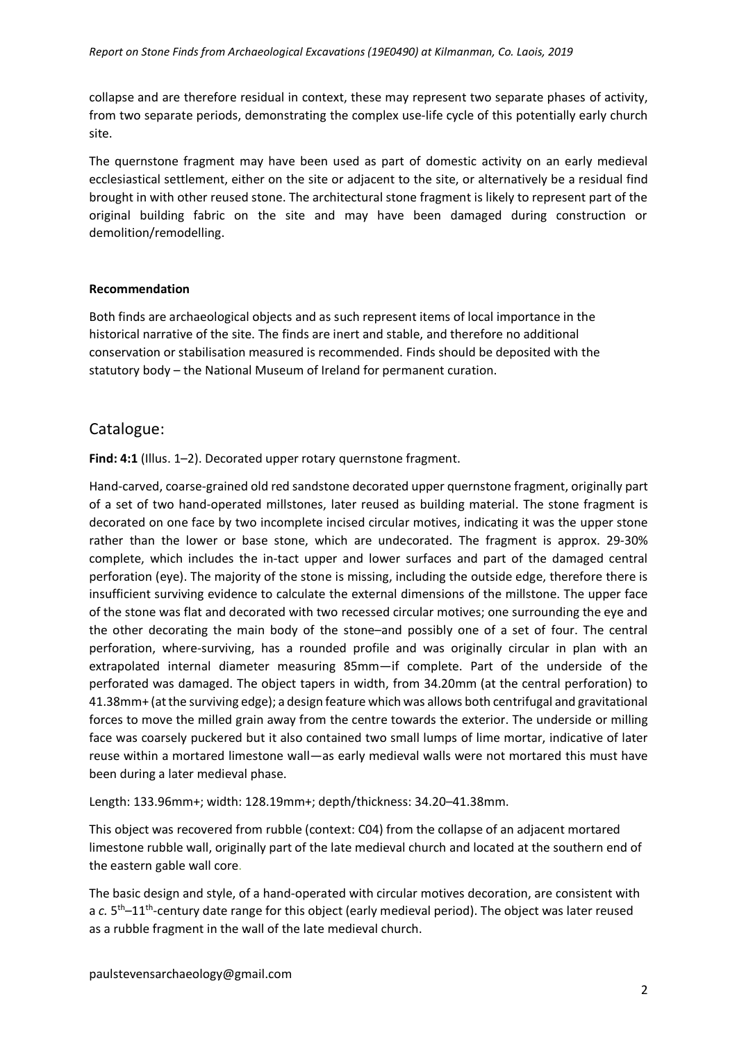collapse and are therefore residual in context, these may represent two separate phases of activity, from two separate periods, demonstrating the complex use-life cycle of this potentially early church site.

The quernstone fragment may have been used as part of domestic activity on an early medieval ecclesiastical settlement, either on the site or adjacent to the site, or alternatively be a residual find brought in with other reused stone. The architectural stone fragment is likely to represent part of the original building fabric on the site and may have been damaged during construction or demolition/remodelling.

**Recommendation**

Both finds are archaeological objects and as such represent items of local importance in the historical narrative of the site. The finds are inert and stable, and therefore no additional conservation or stabilisation measured is recommended. Finds should be deposited with the statutory body – the National Museum of Ireland for permanent curation.

## Catalogue:

**Find: 4:1** (Illus. 1–2). Decorated upper rotary quernstone fragment.

Hand-carved, coarse-grained old red sandstone decorated upper quernstone fragment, originally part of a set of two hand-operated millstones, later reused as building material. The stone fragment is decorated on one face by two incomplete incised circular motives, indicating it was the upper stone rather than the lower or base stone, which are undecorated. The fragment is approx. 29-30% complete, which includes the in-tact upper and lower surfaces and part of the damaged central perforation (eye). The majority of the stone is missing, including the outside edge, therefore there is insufficient surviving evidence to calculate the external dimensions of the millstone. The upper face of the stone was flat and decorated with two recessed circular motives; one surrounding the eye and the other decorating the main body of the stone–and possibly one of a set of four. The central perforation, where-surviving, has a rounded profile and was originally circular in plan with an extrapolated internal diameter measuring 85mm—if complete. Part of the underside of the perforated was damaged. The object tapers in width, from 34.20mm (at the central perforation) to 41.38mm+ (at the surviving edge); a design feature which was allows both centrifugal and gravitational forces to move the milled grain away from the centre towards the exterior. The underside or milling face was coarsely puckered but it also contained two small lumps of lime mortar, indicative of later reuse within a mortared limestone wall—as early medieval walls were not mortared this must have been during a later medieval phase.

Length: 133.96mm+; width: 128.19mm+; depth/thickness: 34.20–41.38mm.

This object was recovered from rubble (context: C04) from the collapse of an adjacent mortared limestone rubble wall, originally part of the late medieval church and located at the southern end of the eastern gable wall core.

The basic design and style, of a hand-operated with circular motives decoration, are consistent with a *c.* 5th–11th-century date range for this object (early medieval period). The object was later reused as a rubble fragment in the wall of the late medieval church.

paulstevensarchaeology@gmail.com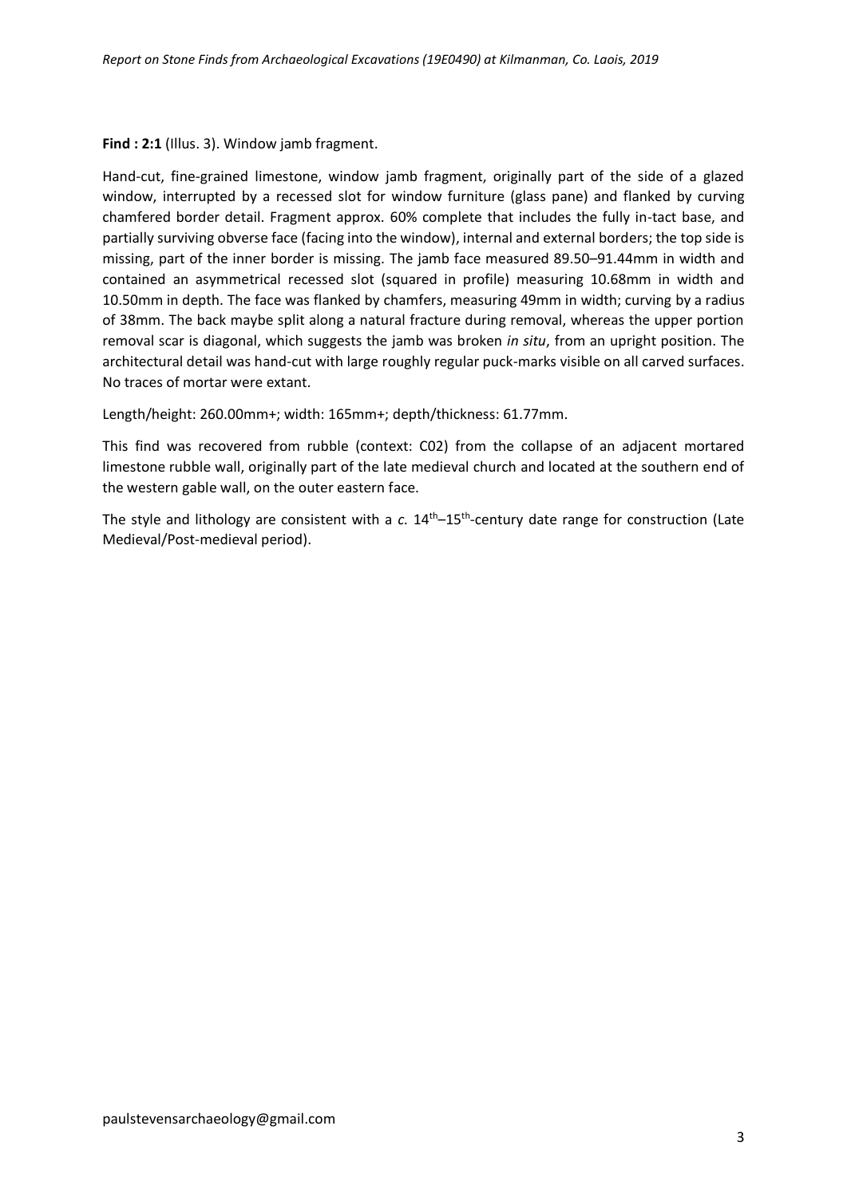**Find : 2:1** (Illus. 3). Window jamb fragment.

Hand-cut, fine-grained limestone, window jamb fragment, originally part of the side of a glazed window, interrupted by a recessed slot for window furniture (glass pane) and flanked by curving chamfered border detail. Fragment approx. 60% complete that includes the fully in-tact base, and partially surviving obverse face (facing into the window), internal and external borders; the top side is missing, part of the inner border is missing. The jamb face measured 89.50–91.44mm in width and contained an asymmetrical recessed slot (squared in profile) measuring 10.68mm in width and 10.50mm in depth. The face was flanked by chamfers, measuring 49mm in width; curving by a radius of 38mm. The back maybe split along a natural fracture during removal, whereas the upper portion removal scar is diagonal, which suggests the jamb was broken *in situ*, from an upright position. The architectural detail was hand-cut with large roughly regular puck-marks visible on all carved surfaces. No traces of mortar were extant.

Length/height: 260.00mm+; width: 165mm+; depth/thickness: 61.77mm.

This find was recovered from rubble (context: C02) from the collapse of an adjacent mortared limestone rubble wall, originally part of the late medieval church and located at the southern end of the western gable wall, on the outer eastern face.

The style and lithology are consistent with a *c.* 14th–15th-century date range for construction (Late Medieval/Post-medieval period).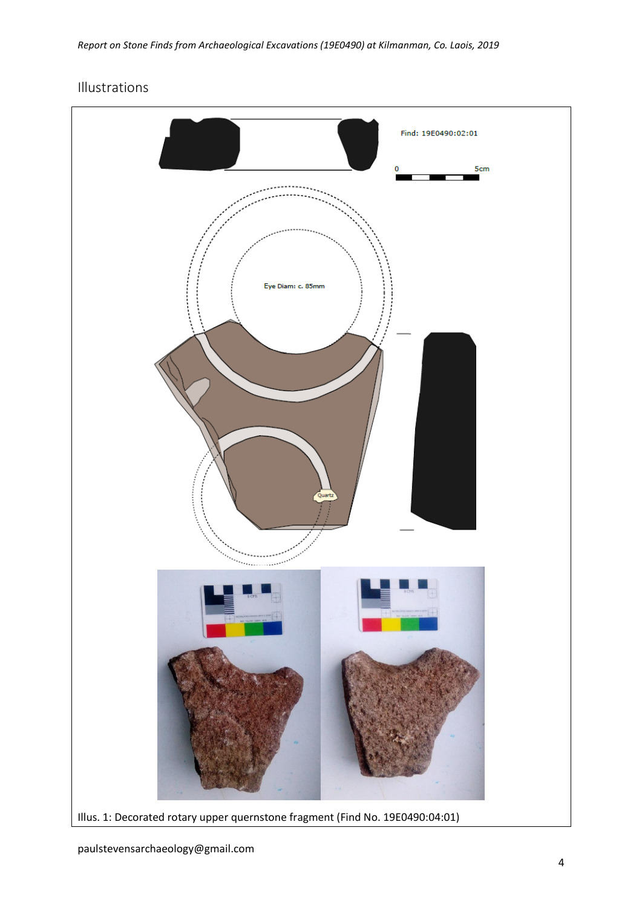## Illustrations

Illus. 1: Decorated rotary upper quernstone fragment (Find No. 19E0490:04:01)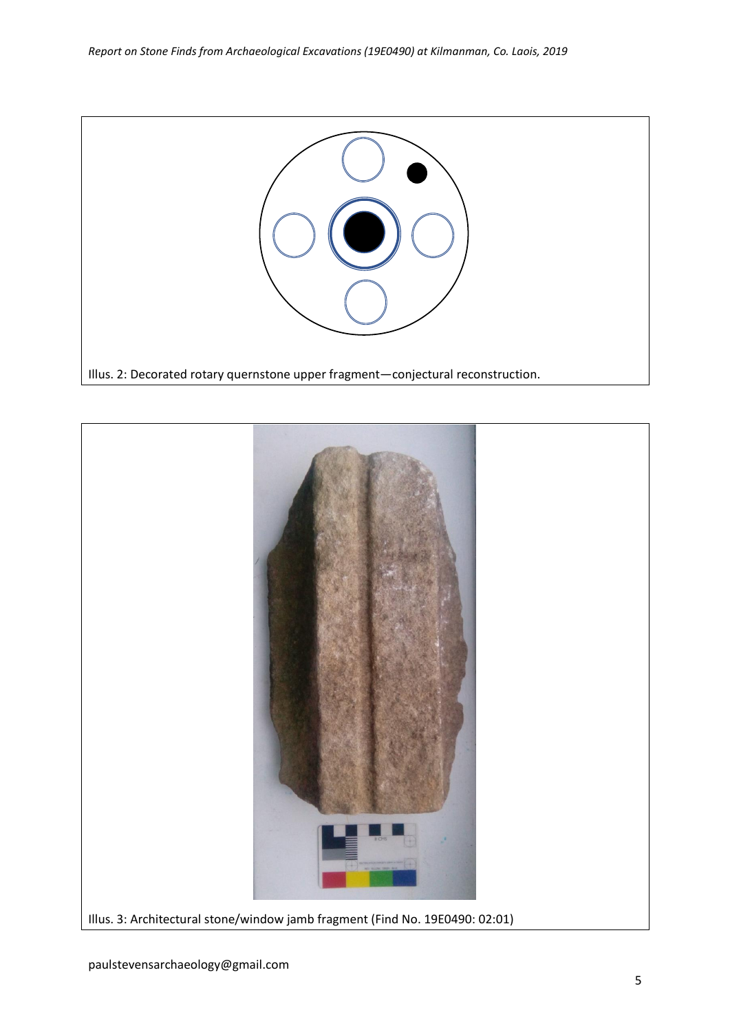Illus. 2: Decorated rotary quernstone upper fragment—conjectural reconstruction.

Illus. 3: Architectural stone/window jamb fragment (Find No. 19E0490: 02:01)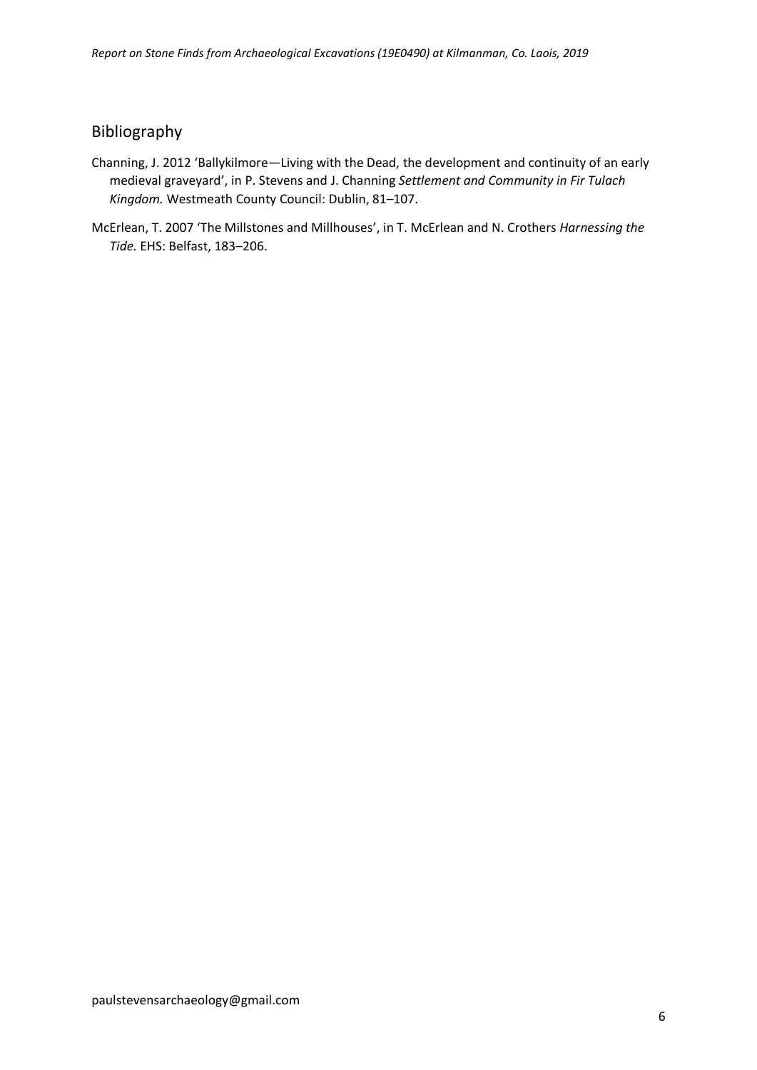## Bibliography

Channing, J. 2012 'Ballykilmore—Living with the Dead, the development and continuity of an early medieval graveyard', in P. Stevens and J. Channing *Settlement and Community in Fir Tulach Kingdom.* Westmeath County Council: Dublin, 81–107.

McErlean, T. 2007 'The Millstones and Millhouses', in T. McErlean and N. Crothers *Harnessing the Tide.* EHS: Belfast, 183–206.